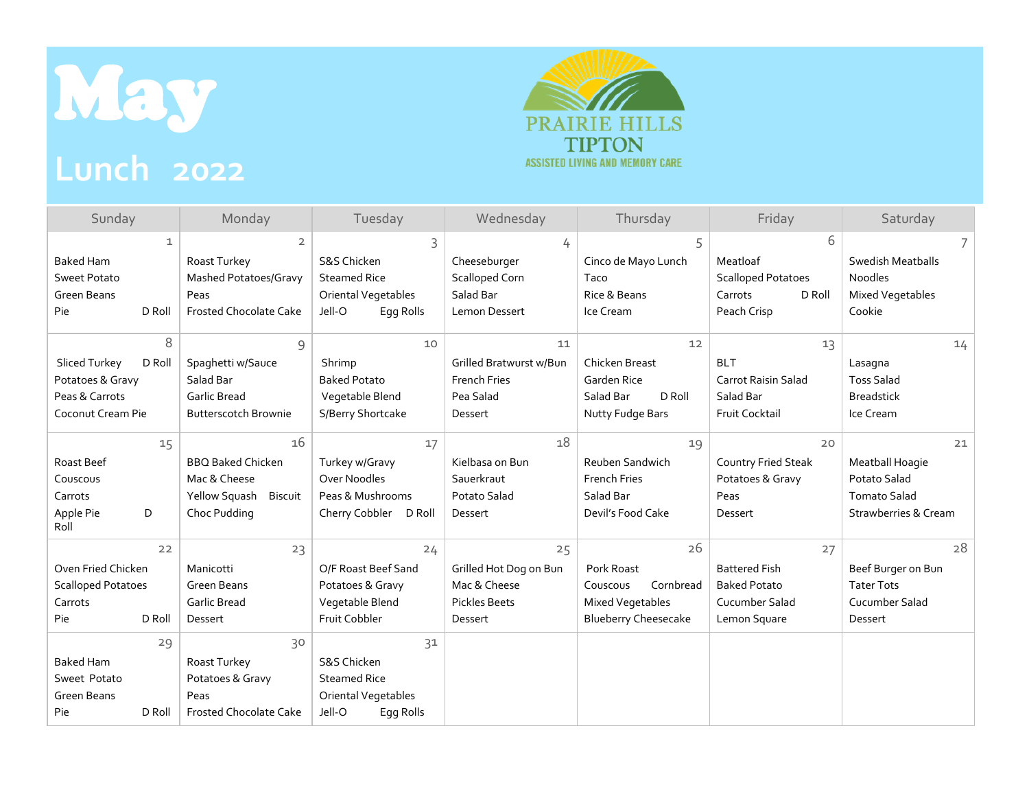# May

## Lunch 2022

PRAIRIE HILLS
TIPTON
ASSISTED LIVING AND MEMORY CARE

| Sunday | Monday | Tuesday | Wednesday | Thursday | Friday | Saturday |
|---|---|---|---|---|---|---|
| 1<br>Baked Ham<br>Sweet Potato<br>Green Beans<br>Pie D Roll | 2<br>Roast Turkey<br>Mashed Potatoes/Gravy<br>Peas<br>Frosted Chocolate Cake | 3<br>S&S Chicken<br>Steamed Rice<br>Oriental Vegetables<br>Jell-O Egg Rolls | 4<br>Cheeseburger<br>Scalloped Corn<br>Salad Bar<br>Lemon Dessert | 5<br>Cinco de Mayo Lunch<br>Taco<br>Rice & Beans<br>Ice Cream | 6<br>Meatloaf<br>Scalloped Potatoes<br>Carrots D Roll<br>Peach Crisp | 7<br>Swedish Meatballs<br>Noodles<br>Mixed Vegetables<br>Cookie |
| 8<br>Sliced Turkey D Roll<br>Potatoes & Gravy<br>Peas & Carrots<br>Coconut Cream Pie | 9<br>Spaghetti w/Sauce<br>Salad Bar<br>Garlic Bread<br>Butterscotch Brownie | 10<br>Shrimp<br>Baked Potato<br>Vegetable Blend<br>S/Berry Shortcake | 11<br>Grilled Bratwurst w/Bun<br>French Fries<br>Pea Salad<br>Dessert | 12<br>Chicken Breast<br>Garden Rice<br>Salad Bar D Roll<br>Nutty Fudge Bars | 13<br>BLT<br>Carrot Raisin Salad<br>Salad Bar<br>Fruit Cocktail | 14<br>Lasagna<br>Toss Salad<br>Breadstick<br>Ice Cream |
| 15<br>Roast Beef<br>Couscous<br>Carrots<br>Apple Pie D Roll | 16<br>BBQ Baked Chicken<br>Mac & Cheese<br>Yellow Squash Biscuit<br>Choc Pudding | 17<br>Turkey w/Gravy<br>Over Noodles<br>Peas & Mushrooms<br>Cherry Cobbler D Roll | 18<br>Kielbasa on Bun<br>Sauerkraut<br>Potato Salad<br>Dessert | 19<br>Reuben Sandwich<br>French Fries<br>Salad Bar<br>Devil's Food Cake | 20<br>Country Fried Steak<br>Potatoes & Gravy<br>Peas<br>Dessert | 21<br>Meatball Hoagie<br>Potato Salad<br>Tomato Salad<br>Strawberries & Cream |
| 22<br>Oven Fried Chicken<br>Scalloped Potatoes<br>Carrots<br>Pie D Roll | 23<br>Manicotti<br>Green Beans<br>Garlic Bread<br>Dessert | 24<br>O/F Roast Beef Sand<br>Potatoes & Gravy<br>Vegetable Blend<br>Fruit Cobbler | 25<br>Grilled Hot Dog on Bun<br>Mac & Cheese<br>Pickles Beets<br>Dessert | 26<br>Pork Roast<br>Couscous Cornbread<br>Mixed Vegetables<br>Blueberry Cheesecake | 27<br>Battered Fish<br>Baked Potato<br>Cucumber Salad<br>Lemon Square | 28<br>Beef Burger on Bun<br>Tater Tots<br>Cucumber Salad<br>Dessert |
| 29<br>Baked Ham<br>Sweet Potato<br>Green Beans<br>Pie D Roll | 30<br>Roast Turkey<br>Potatoes & Gravy<br>Peas<br>Frosted Chocolate Cake | 31<br>S&S Chicken<br>Steamed Rice<br>Oriental Vegetables<br>Jell-O Egg Rolls | | | | |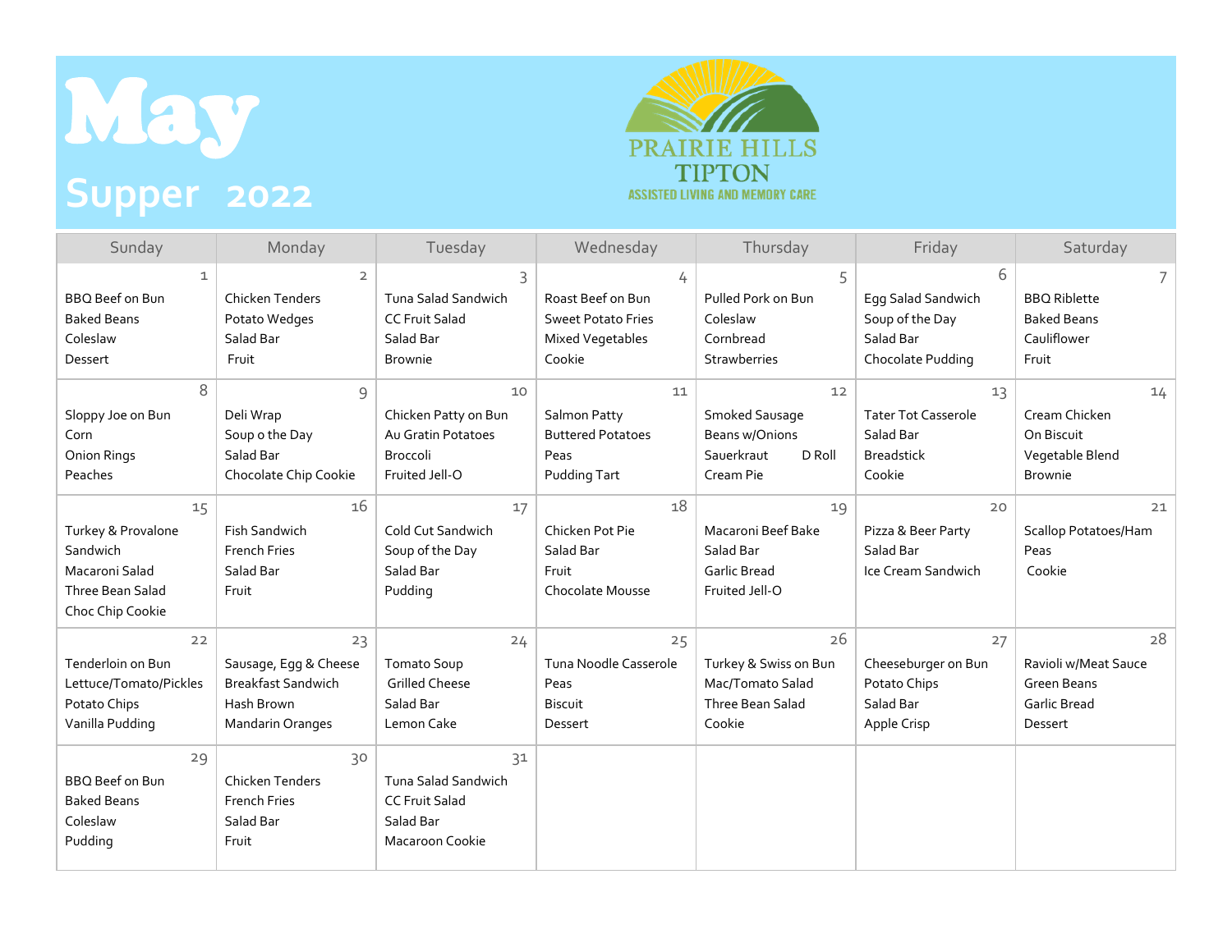# May

## Supper 2022

PRAIRIE HILLS
TIPTON
ASSISTED LIVING AND MEMORY CARE

| Sunday | Monday | Tuesday | Wednesday | Thursday | Friday | Saturday |
|---|---|---|---|---|---|---|
| 1<br>BBQ Beef on Bun<br>Baked Beans<br>Coleslaw<br>Dessert | 2<br>Chicken Tenders<br>Potato Wedges<br>Salad Bar<br>Fruit | 3<br>Tuna Salad Sandwich<br>CC Fruit Salad<br>Salad Bar<br>Brownie | 4<br>Roast Beef on Bun<br>Sweet Potato Fries<br>Mixed Vegetables<br>Cookie | 5<br>Pulled Pork on Bun<br>Coleslaw<br>Cornbread<br>Strawberries | 6<br>Egg Salad Sandwich<br>Soup of the Day<br>Salad Bar<br>Chocolate Pudding | 7<br>BBQ Riblette<br>Baked Beans<br>Cauliflower<br>Fruit |
| 8<br>Sloppy Joe on Bun<br>Corn<br>Onion Rings<br>Peaches | 9<br>Deli Wrap<br>Soup o the Day<br>Salad Bar<br>Chocolate Chip Cookie | 10<br>Chicken Patty on Bun<br>Au Gratin Potatoes<br>Broccoli<br>Fruited Jell-O | 11<br>Salmon Patty<br>Buttered Potatoes<br>Peas<br>Pudding Tart | 12<br>Smoked Sausage<br>Beans w/Onions<br>Sauerkraut D Roll<br>Cream Pie | 13<br>Tater Tot Casserole<br>Salad Bar<br>Breadstick<br>Cookie | 14<br>Cream Chicken<br>On Biscuit<br>Vegetable Blend<br>Brownie |
| 15<br>Turkey & Provalone Sandwich<br>Macaroni Salad<br>Three Bean Salad<br>Choc Chip Cookie | 16<br>Fish Sandwich<br>French Fries<br>Salad Bar<br>Fruit | 17<br>Cold Cut Sandwich<br>Soup of the Day<br>Salad Bar<br>Pudding | 18<br>Chicken Pot Pie<br>Salad Bar<br>Fruit<br>Chocolate Mousse | 19<br>Macaroni Beef Bake<br>Salad Bar<br>Garlic Bread<br>Fruited Jell-O | 20<br>Pizza & Beer Party<br>Salad Bar<br>Ice Cream Sandwich | 21<br>Scallop Potatoes/Ham<br>Peas<br>Cookie |
| 22<br>Tenderloin on Bun<br>Lettuce/Tomato/Pickles<br>Potato Chips<br>Vanilla Pudding | 23<br>Sausage, Egg & Cheese Breakfast Sandwich<br>Hash Brown<br>Mandarin Oranges | 24<br>Tomato Soup<br>Grilled Cheese<br>Salad Bar<br>Lemon Cake | 25<br>Tuna Noodle Casserole<br>Peas<br>Biscuit<br>Dessert | 26<br>Turkey & Swiss on Bun<br>Mac/Tomato Salad<br>Three Bean Salad<br>Cookie | 27<br>Cheeseburger on Bun<br>Potato Chips<br>Salad Bar<br>Apple Crisp | 28<br>Ravioli w/Meat Sauce<br>Green Beans<br>Garlic Bread<br>Dessert |
| 29<br>BBQ Beef on Bun<br>Baked Beans<br>Coleslaw<br>Pudding | 30<br>Chicken Tenders<br>French Fries<br>Salad Bar<br>Fruit | 31<br>Tuna Salad Sandwich<br>CC Fruit Salad<br>Salad Bar<br>Macaroon Cookie | | | | |